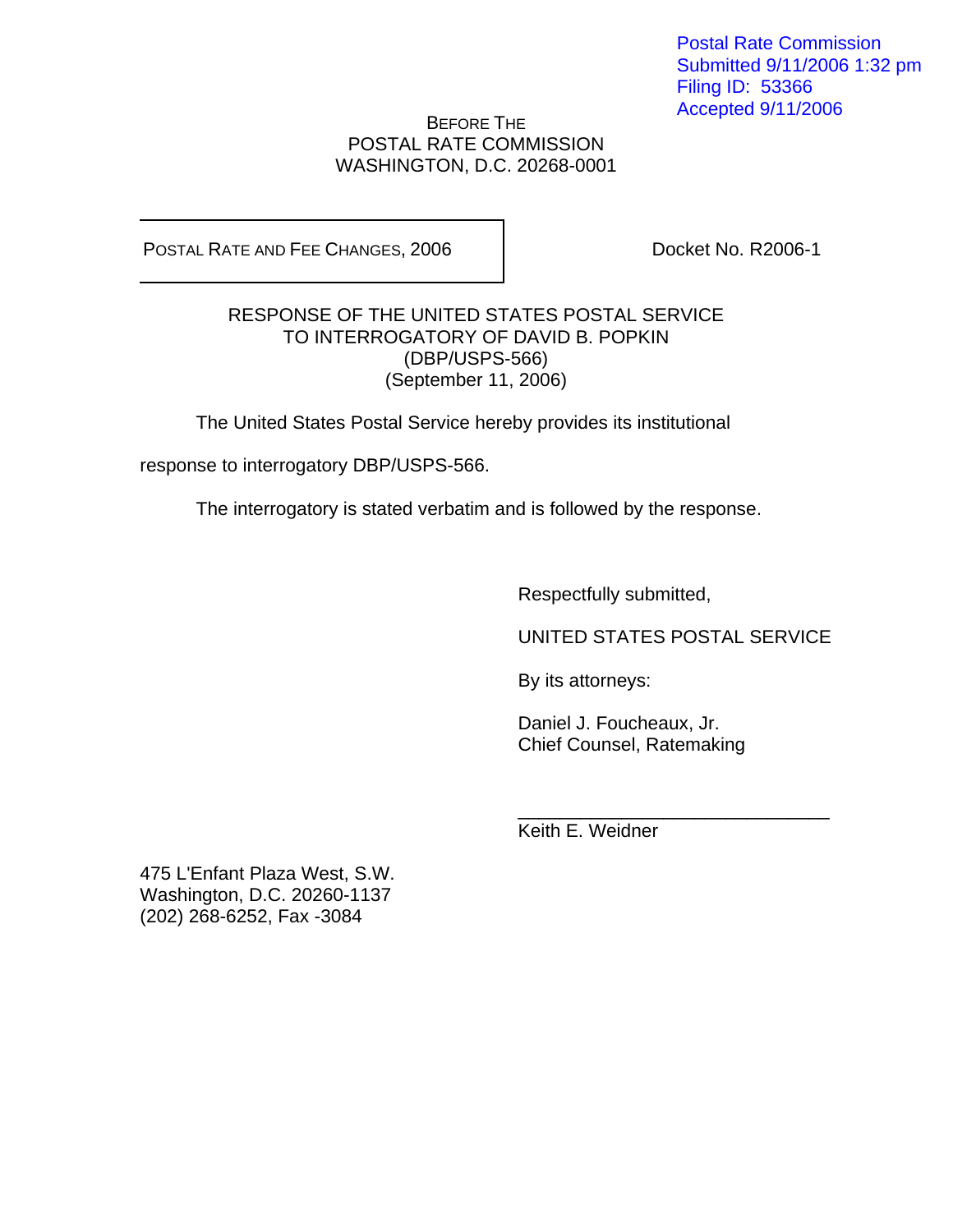Postal Rate Commission
Submitted 9/11/2006 1:32 pm
Filing ID: 53366
Accepted 9/11/2006

BEFORE THE
POSTAL RATE COMMISSION
WASHINGTON, D.C. 20268-0001

| POSTAL RATE AND FEE CHANGES, 2006 | Docket No. R2006-1 |
|---|---|

RESPONSE OF THE UNITED STATES POSTAL SERVICE
TO INTERROGATORY OF DAVID B. POPKIN
(DBP/USPS-566)
(September 11, 2006)

The United States Postal Service hereby provides its institutional response to interrogatory DBP/USPS-566.

The interrogatory is stated verbatim and is followed by the response.

Respectfully submitted,

UNITED STATES POSTAL SERVICE

By its attorneys:

Daniel J. Foucheaux, Jr.
Chief Counsel, Ratemaking

\_\_\_\_\_\_\_\_\_\_\_\_\_\_\_\_\_\_\_\_\_\_\_\_\_\_\_\_\_\_
Keith E. Weidner

475 L'Enfant Plaza West, S.W.
Washington, D.C. 20260-1137
(202) 268-6252, Fax -3084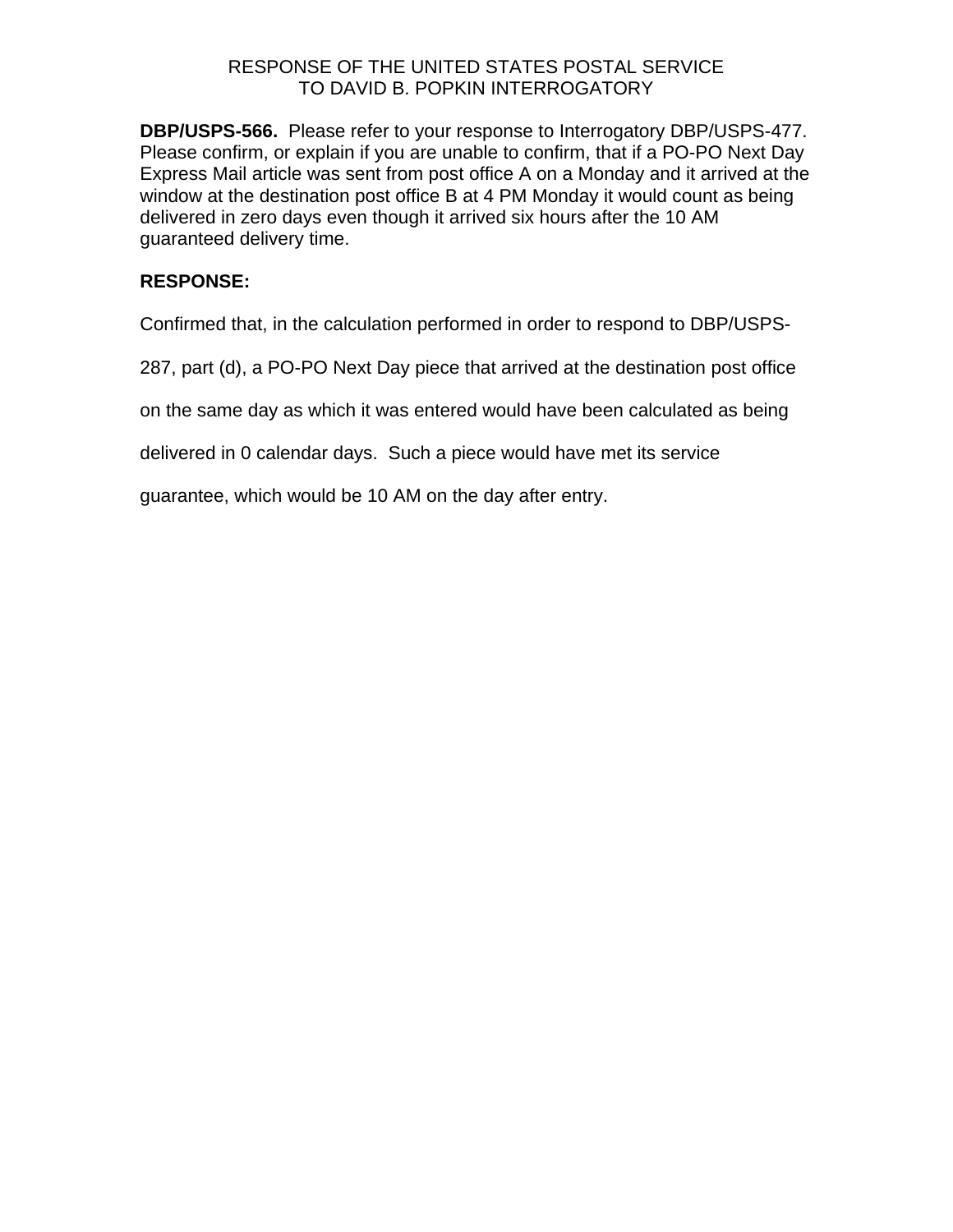RESPONSE OF THE UNITED STATES POSTAL SERVICE
TO DAVID B. POPKIN INTERROGATORY

**DBP/USPS-566.** Please refer to your response to Interrogatory DBP/USPS-477. Please confirm, or explain if you are unable to confirm, that if a PO-PO Next Day Express Mail article was sent from post office A on a Monday and it arrived at the window at the destination post office B at 4 PM Monday it would count as being delivered in zero days even though it arrived six hours after the 10 AM guaranteed delivery time.

**RESPONSE:**

Confirmed that, in the calculation performed in order to respond to DBP/USPS-287, part (d), a PO-PO Next Day piece that arrived at the destination post office on the same day as which it was entered would have been calculated as being delivered in 0 calendar days. Such a piece would have met its service guarantee, which would be 10 AM on the day after entry.